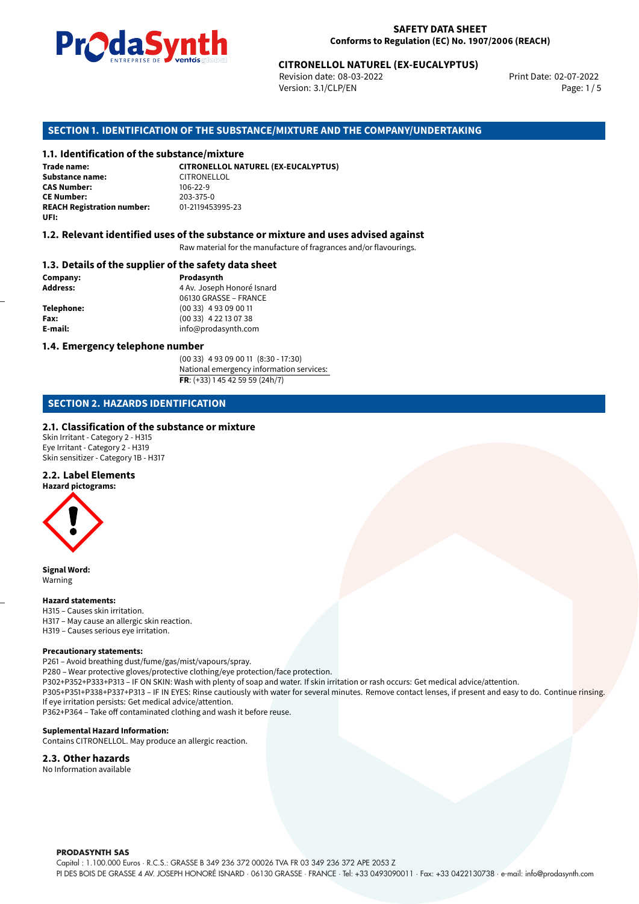**SAFETY DATA SHEET**
**Conforms to Regulation (EC) No. 1907/2006 (REACH)**

**CITRONELLOL NATUREL (EX-EUCALYPTUS)**
Revision date: 08-03-2022
Version: 3.1/CLP/EN
Print Date: 02-07-2022

## SECTION 1. IDENTIFICATION OF THE SUBSTANCE/MIXTURE AND THE COMPANY/UNDERTAKING

### 1.1. Identification of the substance/mixture

**Trade name:** **CITRONELLOL NATUREL (EX-EUCALYPTUS)**
**Substance name:** CITRONELLOL
**CAS Number:** 106-22-9
**CE Number:** 203-375-0
**REACH Registration number:** 01-2119453995-23
**UFI:**

### 1.2. Relevant identified uses of the substance or mixture and uses advised against

Raw material for the manufacture of fragrances and/or flavourings.

### 1.3. Details of the supplier of the safety data sheet

**Company:** **Prodasynth**
**Address:** 4 Av. Joseph Honoré Isnard
06130 GRASSE – FRANCE
**Telephone:** (00 33) 4 93 09 00 11
**Fax:** (00 33) 4 22 13 07 38
**E-mail:** info@prodasynth.com

### 1.4. Emergency telephone number

(00 33) 4 93 09 00 11 (8:30 - 17:30)
National emergency information services:
**FR**: (+33) 1 45 42 59 59 (24h/7)

## SECTION 2. HAZARDS IDENTIFICATION

### 2.1. Classification of the substance or mixture

Skin Irritant - Category 2 - H315
Eye Irritant - Category 2 - H319
Skin sensitizer - Category 1B - H317

### 2.2. Label Elements

**Hazard pictograms:**

**Signal Word:**
Warning

**Hazard statements:**
H315 – Causes skin irritation.
H317 – May cause an allergic skin reaction.
H319 – Causes serious eye irritation.

**Precautionary statements:**
P261 – Avoid breathing dust/fume/gas/mist/vapours/spray.
P280 – Wear protective gloves/protective clothing/eye protection/face protection.
P302+P352+P333+P313 – IF ON SKIN: Wash with plenty of soap and water. If skin irritation or rash occurs: Get medical advice/attention.
P305+P351+P338+P337+P313 – IF IN EYES: Rinse cautiously with water for several minutes. Remove contact lenses, if present and easy to do. Continue rinsing. If eye irritation persists: Get medical advice/attention.
P362+P364 – Take off contaminated clothing and wash it before reuse.

**Suplemental Hazard Information:**
Contains CITRONELLOL. May produce an allergic reaction.

### 2.3. Other hazards

No Information available

**PRODASYNTH SAS**
Capital : 1.100.000 Euros · R.C.S.: GRASSE B 349 236 372 00026 TVA FR 03 349 236 372 APE 2053 Z
PI DES BOIS DE GRASSE 4 AV. JOSEPH HONORÉ ISNARD · 06130 GRASSE · FRANCE · Tel: +33 0493090011 · Fax: +33 0422130738 · e-mail: info@prodasynth.com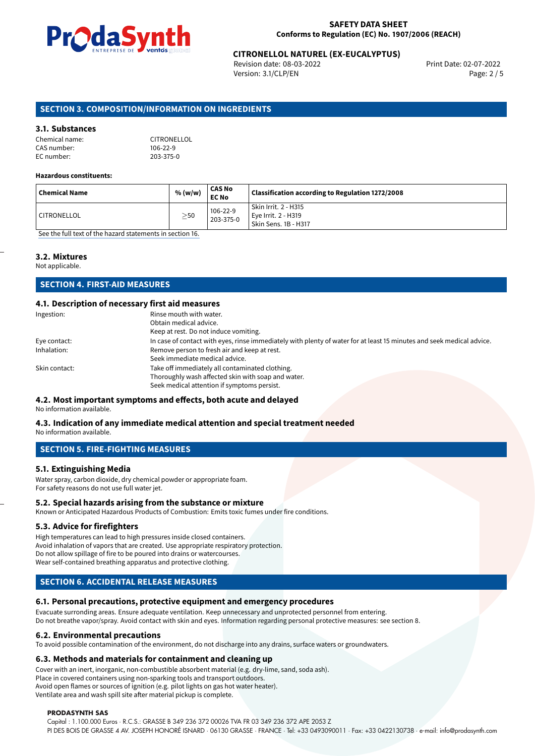## SECTION 3. COMPOSITION/INFORMATION ON INGREDIENTS

### 3.1. Substances

Chemical name: CITRONELLOL
CAS number: 106-22-9
EC number: 203-375-0

**Hazardous constituents:**

| Chemical Name | % (w/w) | CAS No EC No | Classification according to Regulation 1272/2008 |
|---|---|---|---|
| CITRONELLOL | $\geq$50 | 106-22-9 203-375-0 | Skin Irrit. 2 - H315 Eye Irrit. 2 - H319 Skin Sens. 1B - H317 |

See the full text of the hazard statements in section 16.

### 3.2. Mixtures

Not applicable.

## SECTION 4. FIRST-AID MEASURES

### 4.1. Description of necessary first aid measures

Ingestion: Rinse mouth with water.
Obtain medical advice.
Keep at rest. Do not induce vomiting.

Eye contact: In case of contact with eyes, rinse immediately with plenty of water for at least 15 minutes and seek medical advice.

Inhalation: Remove person to fresh air and keep at rest.
Seek immediate medical advice.

Skin contact: Take off immediately all contaminated clothing.
Thoroughly wash affected skin with soap and water.
Seek medical attention if symptoms persist.

### 4.2. Most important symptoms and effects, both acute and delayed

No information available.

### 4.3. Indication of any immediate medical attention and special treatment needed

No information available.

## SECTION 5. FIRE-FIGHTING MEASURES

### 5.1. Extinguishing Media

Water spray, carbon dioxide, dry chemical powder or appropriate foam.
For safety reasons do not use full water jet.

### 5.2. Special hazards arising from the substance or mixture

Known or Anticipated Hazardous Products of Combustion: Emits toxic fumes under fire conditions.

### 5.3. Advice for firefighters

High temperatures can lead to high pressures inside closed containers.
Avoid inhalation of vapors that are created. Use appropriate respiratory protection.
Do not allow spillage of fire to be poured into drains or watercourses.
Wear self-contained breathing apparatus and protective clothing.

## SECTION 6. ACCIDENTAL RELEASE MEASURES

### 6.1. Personal precautions, protective equipment and emergency procedures

Evacuate surronding areas. Ensure adequate ventilation. Keep unnecessary and unprotected personnel from entering.
Do not breathe vapor/spray. Avoid contact with skin and eyes. Information regarding personal protective measures: see section 8.

### 6.2. Environmental precautions

To avoid possible contamination of the environment, do not discharge into any drains, surface waters or groundwaters.

### 6.3. Methods and materials for containment and cleaning up

Cover with an inert, inorganic, non-combustible absorbent material (e.g. dry-lime, sand, soda ash).
Place in covered containers using non-sparking tools and transport outdoors.
Avoid open flames or sources of ignition (e.g. pilot lights on gas hot water heater).
Ventilate area and wash spill site after material pickup is complete.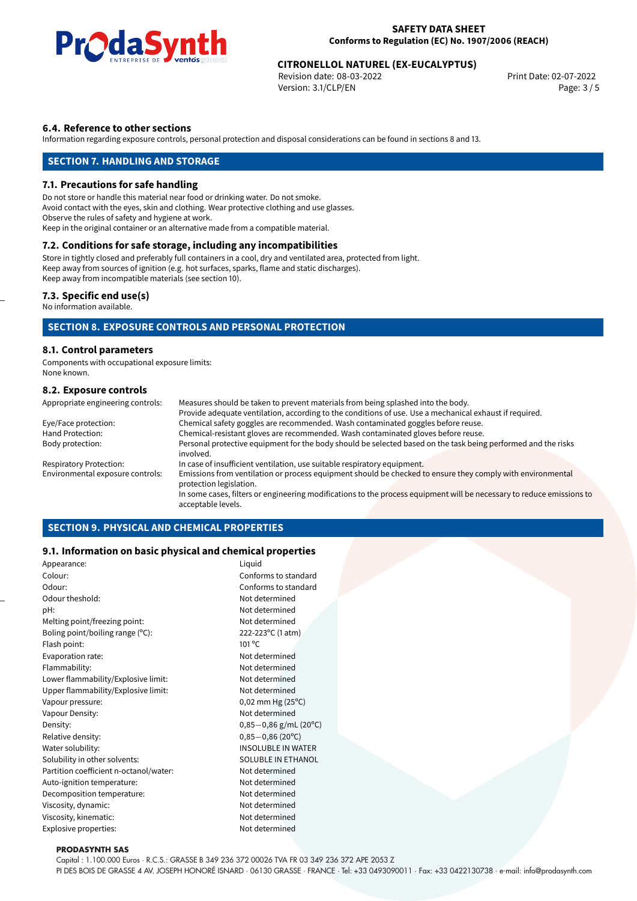### 6.4. Reference to other sections

Information regarding exposure controls, personal protection and disposal considerations can be found in sections 8 and 13.

## SECTION 7. HANDLING AND STORAGE

### 7.1. Precautions for safe handling

Do not store or handle this material near food or drinking water. Do not smoke.
Avoid contact with the eyes, skin and clothing. Wear protective clothing and use glasses.
Observe the rules of safety and hygiene at work.
Keep in the original container or an alternative made from a compatible material.

### 7.2. Conditions for safe storage, including any incompatibilities

Store in tightly closed and preferably full containers in a cool, dry and ventilated area, protected from light.
Keep away from sources of ignition (e.g. hot surfaces, sparks, flame and static discharges).
Keep away from incompatible materials (see section 10).

### 7.3. Specific end use(s)

No information available.

## SECTION 8. EXPOSURE CONTROLS AND PERSONAL PROTECTION

### 8.1. Control parameters

Components with occupational exposure limits:
None known.

### 8.2. Exposure controls

| | |
|---|---|
| Appropriate engineering controls: | Measures should be taken to prevent materials from being splashed into the body. Provide adequate ventilation, according to the conditions of use. Use a mechanical exhaust if required. |
| Eye/Face protection: | Chemical safety goggles are recommended. Wash contaminated goggles before reuse. |
| Hand Protection: | Chemical-resistant gloves are recommended. Wash contaminated gloves before reuse. |
| Body protection: | Personal protective equipment for the body should be selected based on the task being performed and the risks involved. |
| Respiratory Protection: | In case of insufficient ventilation, use suitable respiratory equipment. |
| Environmental exposure controls: | Emissions from ventilation or process equipment should be checked to ensure they comply with environmental protection legislation. In some cases, filters or engineering modifications to the process equipment will be necessary to reduce emissions to acceptable levels. |

## SECTION 9. PHYSICAL AND CHEMICAL PROPERTIES

### 9.1. Information on basic physical and chemical properties

| | |
|---|---|
| Appearance: | Liquid |
| Colour: | Conforms to standard |
| Odour: | Conforms to standard |
| Odour theshold: | Not determined |
| pH: | Not determined |
| Melting point/freezing point: | Not determined |
| Boling point/boiling range (°C): | 222-223°C (1 atm) |
| Flash point: | 101 °C |
| Evaporation rate: | Not determined |
| Flammability: | Not determined |
| Lower flammability/Explosive limit: | Not determined |
| Upper flammability/Explosive limit: | Not determined |
| Vapour pressure: | 0,02 mm Hg (25°C) |
| Vapour Density: | Not determined |
| Density: | 0,85−0,86 g/mL (20°C) |
| Relative density: | 0,85−0,86 (20°C) |
| Water solubility: | INSOLUBLE IN WATER |
| Solubility in other solvents: | SOLUBLE IN ETHANOL |
| Partition coefficient n-octanol/water: | Not determined |
| Auto-ignition temperature: | Not determined |
| Decomposition temperature: | Not determined |
| Viscosity, dynamic: | Not determined |
| Viscosity, kinematic: | Not determined |
| Explosive properties: | Not determined |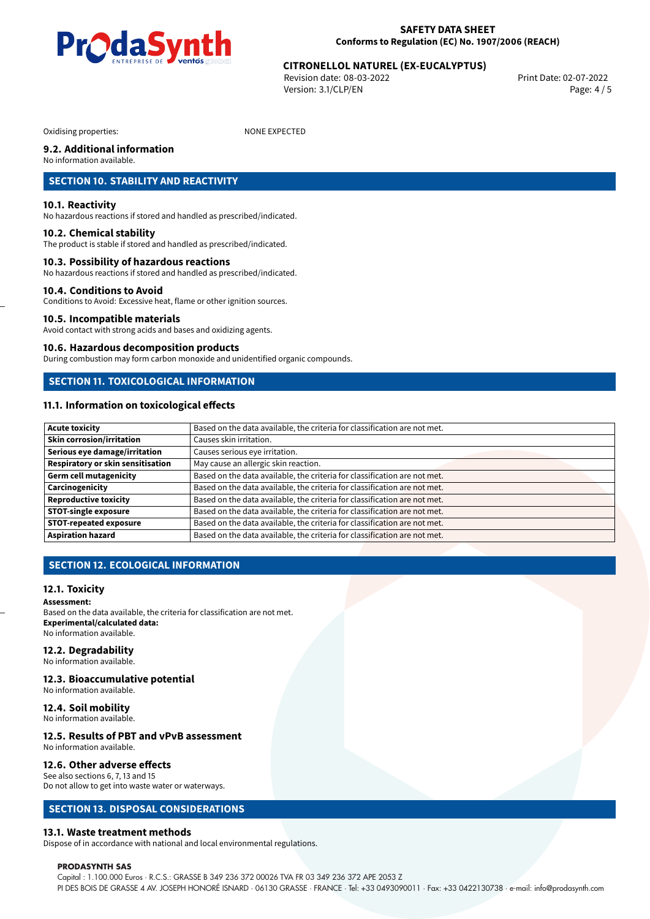Oxidising properties: NONE EXPECTED

### 9.2. Additional information

No information available.

## SECTION 10. STABILITY AND REACTIVITY

### 10.1. Reactivity

No hazardous reactions if stored and handled as prescribed/indicated.

### 10.2. Chemical stability

The product is stable if stored and handled as prescribed/indicated.

### 10.3. Possibility of hazardous reactions

No hazardous reactions if stored and handled as prescribed/indicated.

### 10.4. Conditions to Avoid

Conditions to Avoid: Excessive heat, flame or other ignition sources.

### 10.5. Incompatible materials

Avoid contact with strong acids and bases and oxidizing agents.

### 10.6. Hazardous decomposition products

During combustion may form carbon monoxide and unidentified organic compounds.

## SECTION 11. TOXICOLOGICAL INFORMATION

### 11.1. Information on toxicological effects

| | |
|---|---|
| **Acute toxicity** | Based on the data available, the criteria for classification are not met. |
| **Skin corrosion/irritation** | Causes skin irritation. |
| **Serious eye damage/irritation** | Causes serious eye irritation. |
| **Respiratory or skin sensitisation** | May cause an allergic skin reaction. |
| **Germ cell mutagenicity** | Based on the data available, the criteria for classification are not met. |
| **Carcinogenicity** | Based on the data available, the criteria for classification are not met. |
| **Reproductive toxicity** | Based on the data available, the criteria for classification are not met. |
| **STOT-single exposure** | Based on the data available, the criteria for classification are not met. |
| **STOT-repeated exposure** | Based on the data available, the criteria for classification are not met. |
| **Aspiration hazard** | Based on the data available, the criteria for classification are not met. |

## SECTION 12. ECOLOGICAL INFORMATION

### 12.1. Toxicity

**Assessment:**
Based on the data available, the criteria for classification are not met.
**Experimental/calculated data:**
No information available.

### 12.2. Degradability

No information available.

### 12.3. Bioaccumulative potential

No information available.

### 12.4. Soil mobility

No information available.

### 12.5. Results of PBT and vPvB assessment

No information available.

### 12.6. Other adverse effects

See also sections 6, 7, 13 and 15
Do not allow to get into waste water or waterways.

## SECTION 13. DISPOSAL CONSIDERATIONS

### 13.1. Waste treatment methods

Dispose of in accordance with national and local environmental regulations.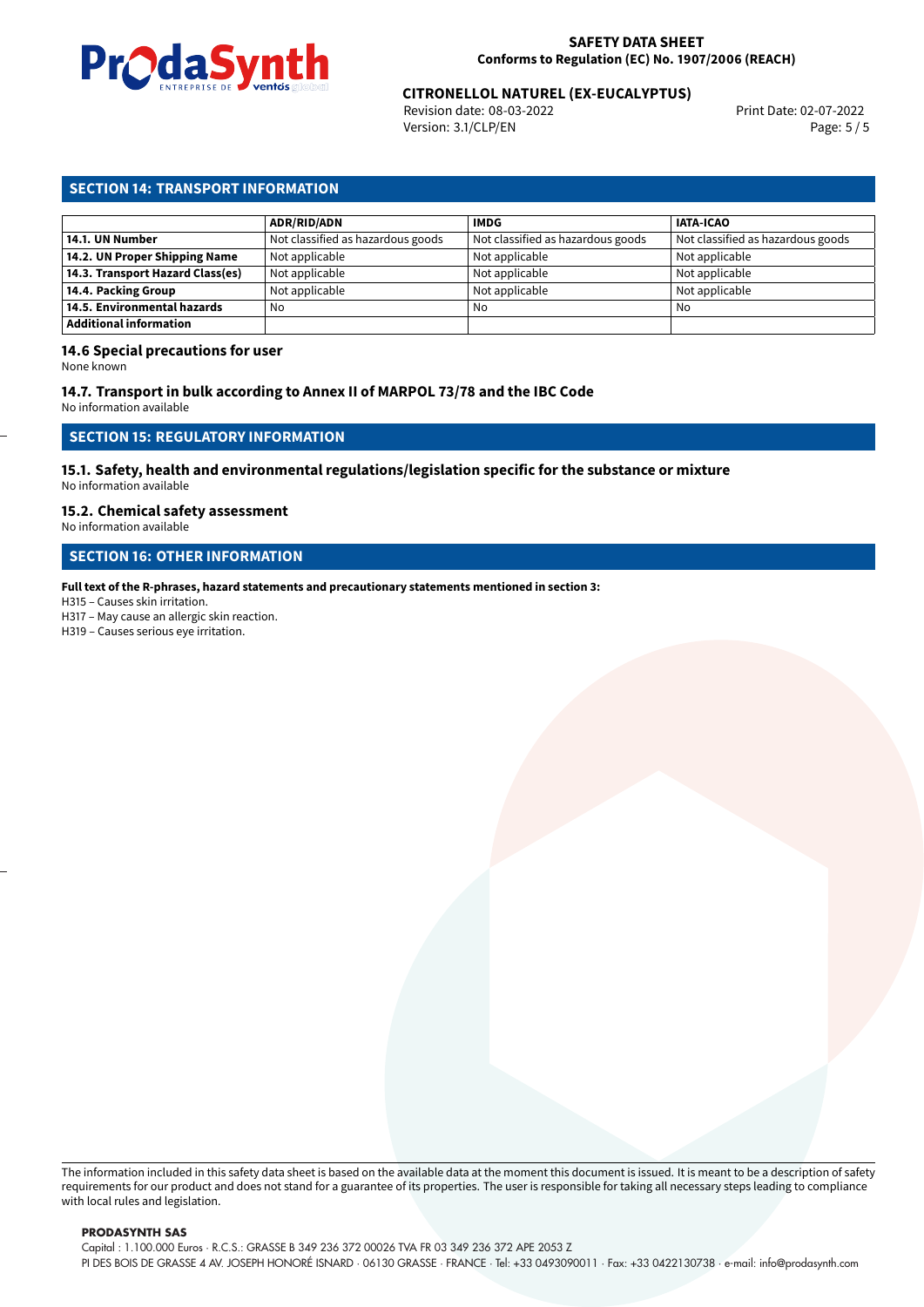## SECTION 14: TRANSPORT INFORMATION

| | ADR/RID/ADN | IMDG | IATA-ICAO |
|---|---|---|---|
| **14.1. UN Number** | Not classified as hazardous goods | Not classified as hazardous goods | Not classified as hazardous goods |
| **14.2. UN Proper Shipping Name** | Not applicable | Not applicable | Not applicable |
| **14.3. Transport Hazard Class(es)** | Not applicable | Not applicable | Not applicable |
| **14.4. Packing Group** | Not applicable | Not applicable | Not applicable |
| **14.5. Environmental hazards** | No | No | No |
| **Additional information** | | | |

### 14.6 Special precautions for user

None known

### 14.7. Transport in bulk according to Annex II of MARPOL 73/78 and the IBC Code

No information available

## SECTION 15: REGULATORY INFORMATION

### 15.1. Safety, health and environmental regulations/legislation specific for the substance or mixture

No information available

### 15.2. Chemical safety assessment

No information available

## SECTION 16: OTHER INFORMATION

**Full text of the R-phrases, hazard statements and precautionary statements mentioned in section 3:**

H315 – Causes skin irritation.
H317 – May cause an allergic skin reaction.
H319 – Causes serious eye irritation.

The information included in this safety data sheet is based on the available data at the moment this document is issued. It is meant to be a description of safety requirements for our product and does not stand for a guarantee of its properties. The user is responsible for taking all necessary steps leading to compliance with local rules and legislation.